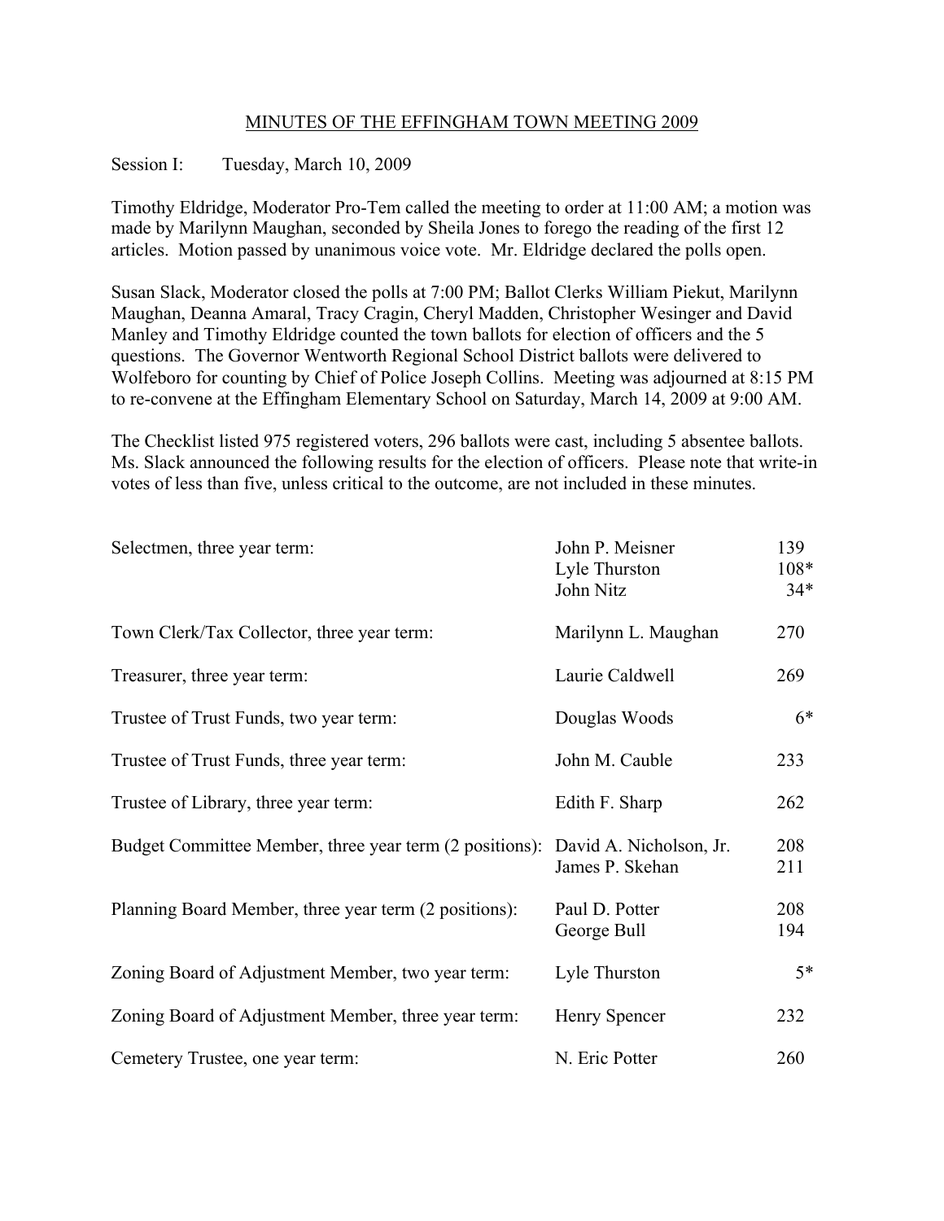# MINUTES OF THE EFFINGHAM TOWN MEETING 2009

Session I: Tuesday, March 10, 2009

Timothy Eldridge, Moderator Pro-Tem called the meeting to order at 11:00 AM; a motion was made by Marilynn Maughan, seconded by Sheila Jones to forego the reading of the first 12 articles. Motion passed by unanimous voice vote. Mr. Eldridge declared the polls open.

Susan Slack, Moderator closed the polls at 7:00 PM; Ballot Clerks William Piekut, Marilynn Maughan, Deanna Amaral, Tracy Cragin, Cheryl Madden, Christopher Wesinger and David Manley and Timothy Eldridge counted the town ballots for election of officers and the 5 questions. The Governor Wentworth Regional School District ballots were delivered to Wolfeboro for counting by Chief of Police Joseph Collins. Meeting was adjourned at 8:15 PM to re-convene at the Effingham Elementary School on Saturday, March 14, 2009 at 9:00 AM.

The Checklist listed 975 registered voters, 296 ballots were cast, including 5 absentee ballots. Ms. Slack announced the following results for the election of officers. Please note that write-in votes of less than five, unless critical to the outcome, are not included in these minutes.

| Office | Candidate | Votes |
|---|---|---|
| Selectmen, three year term: | John P. Meisner | 139 |
| | Lyle Thurston | 108* |
| | John Nitz | 34* |
| Town Clerk/Tax Collector, three year term: | Marilynn L. Maughan | 270 |
| Treasurer, three year term: | Laurie Caldwell | 269 |
| Trustee of Trust Funds, two year term: | Douglas Woods | 6* |
| Trustee of Trust Funds, three year term: | John M. Cauble | 233 |
| Trustee of Library, three year term: | Edith F. Sharp | 262 |
| Budget Committee Member, three year term (2 positions): | David A. Nicholson, Jr. | 208 |
| | James P. Skehan | 211 |
| Planning Board Member, three year term (2 positions): | Paul D. Potter | 208 |
| | George Bull | 194 |
| Zoning Board of Adjustment Member, two year term: | Lyle Thurston | 5* |
| Zoning Board of Adjustment Member, three year term: | Henry Spencer | 232 |
| Cemetery Trustee, one year term: | N. Eric Potter | 260 |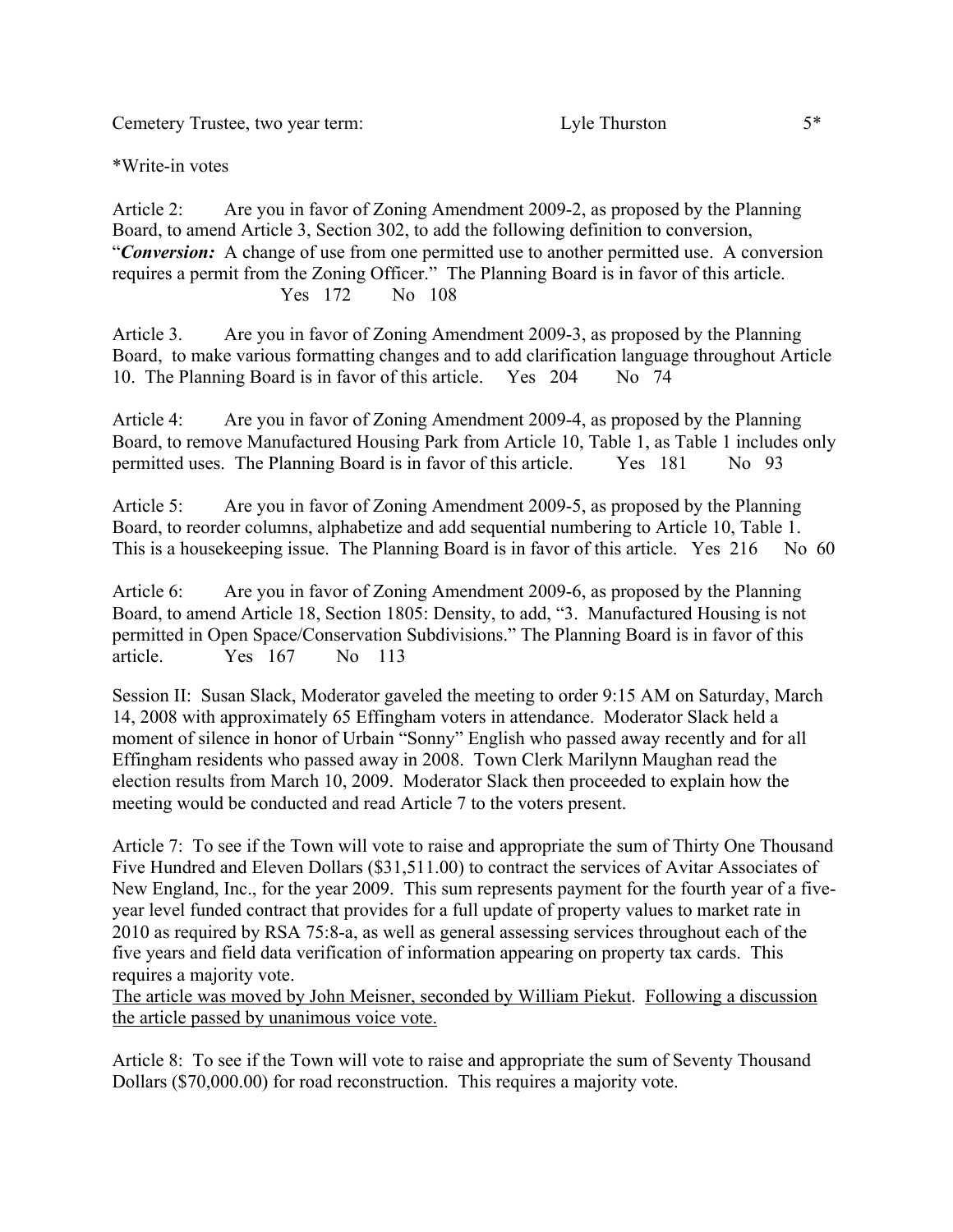Cemetery Trustee, two year term: Lyle Thurston 5*

*Write-in votes

Article 2: Are you in favor of Zoning Amendment 2009-2, as proposed by the Planning Board, to amend Article 3, Section 302, to add the following definition to conversion, "***Conversion:*** A change of use from one permitted use to another permitted use. A conversion requires a permit from the Zoning Officer." The Planning Board is in favor of this article.
Yes 172 No 108

Article 3. Are you in favor of Zoning Amendment 2009-3, as proposed by the Planning Board, to make various formatting changes and to add clarification language throughout Article 10. The Planning Board is in favor of this article. Yes 204 No 74

Article 4: Are you in favor of Zoning Amendment 2009-4, as proposed by the Planning Board, to remove Manufactured Housing Park from Article 10, Table 1, as Table 1 includes only permitted uses. The Planning Board is in favor of this article. Yes 181 No 93

Article 5: Are you in favor of Zoning Amendment 2009-5, as proposed by the Planning Board, to reorder columns, alphabetize and add sequential numbering to Article 10, Table 1. This is a housekeeping issue. The Planning Board is in favor of this article. Yes 216 No 60

Article 6: Are you in favor of Zoning Amendment 2009-6, as proposed by the Planning Board, to amend Article 18, Section 1805: Density, to add, "3. Manufactured Housing is not permitted in Open Space/Conservation Subdivisions." The Planning Board is in favor of this article. Yes 167 No 113

Session II: Susan Slack, Moderator gaveled the meeting to order 9:15 AM on Saturday, March 14, 2008 with approximately 65 Effingham voters in attendance. Moderator Slack held a moment of silence in honor of Urbain "Sonny" English who passed away recently and for all Effingham residents who passed away in 2008. Town Clerk Marilynn Maughan read the election results from March 10, 2009. Moderator Slack then proceeded to explain how the meeting would be conducted and read Article 7 to the voters present.

Article 7: To see if the Town will vote to raise and appropriate the sum of Thirty One Thousand Five Hundred and Eleven Dollars ($31,511.00) to contract the services of Avitar Associates of New England, Inc., for the year 2009. This sum represents payment for the fourth year of a five-year level funded contract that provides for a full update of property values to market rate in 2010 as required by RSA 75:8-a, as well as general assessing services throughout each of the five years and field data verification of information appearing on property tax cards. This requires a majority vote.
<u>The article was moved by John Meisner, seconded by William Piekut</u>. <u>Following a discussion the article passed by unanimous voice vote.</u>

Article 8: To see if the Town will vote to raise and appropriate the sum of Seventy Thousand Dollars ($70,000.00) for road reconstruction. This requires a majority vote.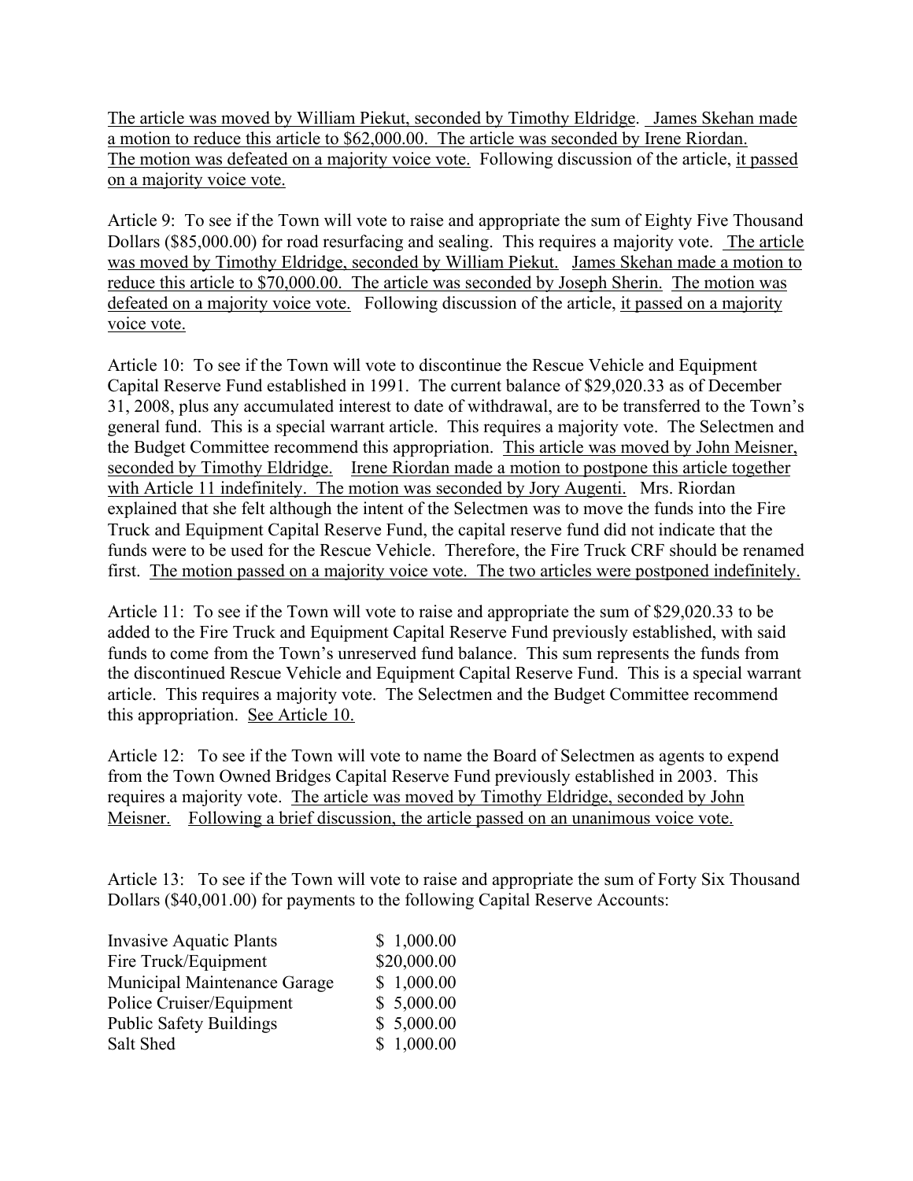The article was moved by William Piekut, seconded by Timothy Eldridge. James Skehan made a motion to reduce this article to $62,000.00. The article was seconded by Irene Riordan. The motion was defeated on a majority voice vote. Following discussion of the article, it passed on a majority voice vote.

Article 9: To see if the Town will vote to raise and appropriate the sum of Eighty Five Thousand Dollars ($85,000.00) for road resurfacing and sealing. This requires a majority vote. The article was moved by Timothy Eldridge, seconded by William Piekut. James Skehan made a motion to reduce this article to $70,000.00. The article was seconded by Joseph Sherin. The motion was defeated on a majority voice vote. Following discussion of the article, it passed on a majority voice vote.

Article 10: To see if the Town will vote to discontinue the Rescue Vehicle and Equipment Capital Reserve Fund established in 1991. The current balance of $29,020.33 as of December 31, 2008, plus any accumulated interest to date of withdrawal, are to be transferred to the Town's general fund. This is a special warrant article. This requires a majority vote. The Selectmen and the Budget Committee recommend this appropriation. This article was moved by John Meisner, seconded by Timothy Eldridge. Irene Riordan made a motion to postpone this article together with Article 11 indefinitely. The motion was seconded by Jory Augenti. Mrs. Riordan explained that she felt although the intent of the Selectmen was to move the funds into the Fire Truck and Equipment Capital Reserve Fund, the capital reserve fund did not indicate that the funds were to be used for the Rescue Vehicle. Therefore, the Fire Truck CRF should be renamed first. The motion passed on a majority voice vote. The two articles were postponed indefinitely.

Article 11: To see if the Town will vote to raise and appropriate the sum of $29,020.33 to be added to the Fire Truck and Equipment Capital Reserve Fund previously established, with said funds to come from the Town's unreserved fund balance. This sum represents the funds from the discontinued Rescue Vehicle and Equipment Capital Reserve Fund. This is a special warrant article. This requires a majority vote. The Selectmen and the Budget Committee recommend this appropriation. See Article 10.

Article 12: To see if the Town will vote to name the Board of Selectmen as agents to expend from the Town Owned Bridges Capital Reserve Fund previously established in 2003. This requires a majority vote. The article was moved by Timothy Eldridge, seconded by John Meisner. Following a brief discussion, the article passed on an unanimous voice vote.

Article 13: To see if the Town will vote to raise and appropriate the sum of Forty Six Thousand Dollars ($40,001.00) for payments to the following Capital Reserve Accounts:

| | |
|---|---|
| Invasive Aquatic Plants | $ 1,000.00 |
| Fire Truck/Equipment | $20,000.00 |
| Municipal Maintenance Garage | $ 1,000.00 |
| Police Cruiser/Equipment | $ 5,000.00 |
| Public Safety Buildings | $ 5,000.00 |
| Salt Shed | $ 1,000.00 |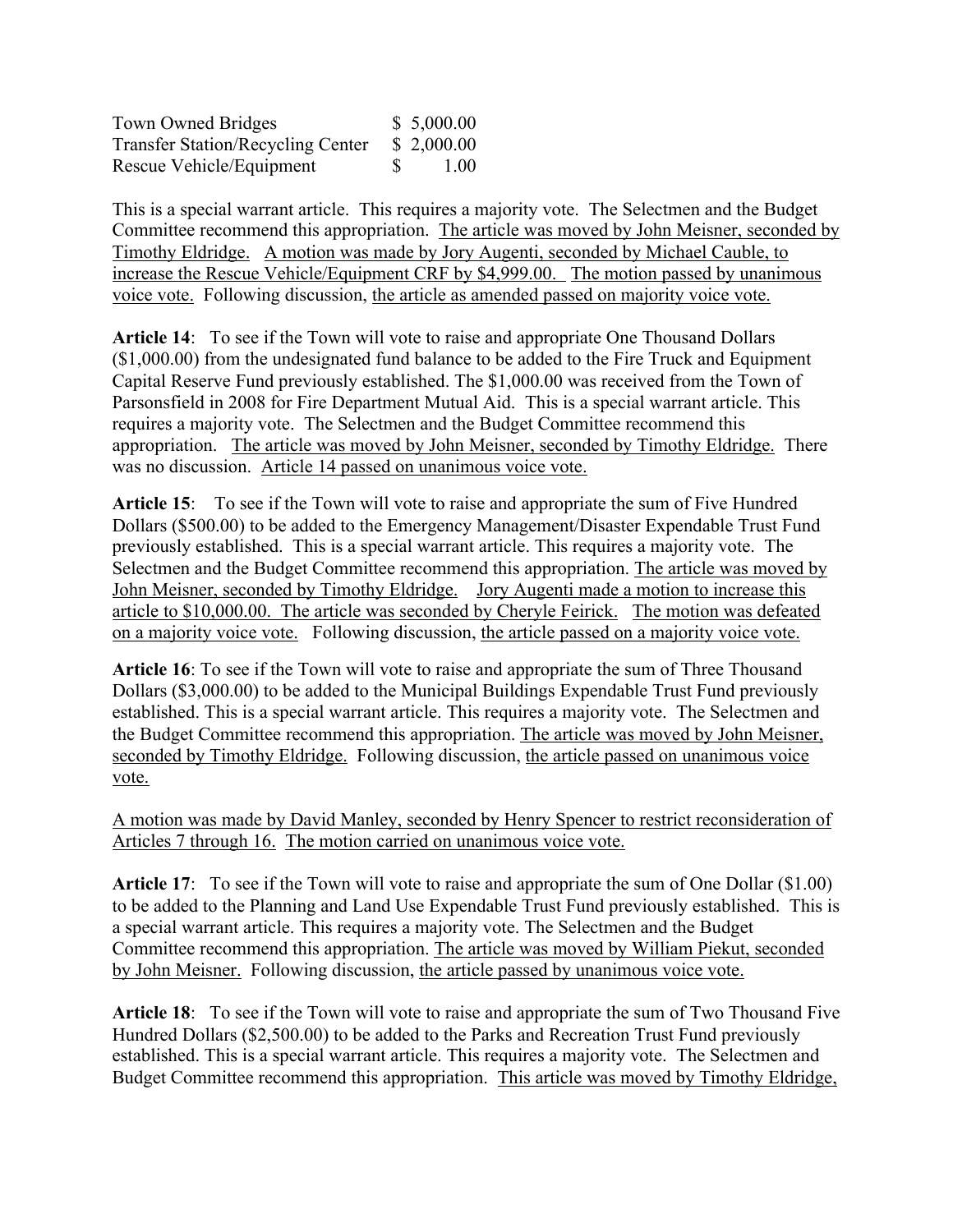| | |
|---|---|
| Town Owned Bridges | $ 5,000.00 |
| Transfer Station/Recycling Center | $ 2,000.00 |
| Rescue Vehicle/Equipment | $ 1.00 |

This is a special warrant article. This requires a majority vote. The Selectmen and the Budget Committee recommend this appropriation. <u>The article was moved by John Meisner, seconded by Timothy Eldridge.</u> <u>A motion was made by Jory Augenti, seconded by Michael Cauble, to increase the Rescue Vehicle/Equipment CRF by $4,999.00.</u> <u>The motion passed by unanimous voice vote.</u> Following discussion, <u>the article as amended passed on majority voice vote.</u>

**Article 14**: To see if the Town will vote to raise and appropriate One Thousand Dollars ($1,000.00) from the undesignated fund balance to be added to the Fire Truck and Equipment Capital Reserve Fund previously established. The $1,000.00 was received from the Town of Parsonsfield in 2008 for Fire Department Mutual Aid. This is a special warrant article. This requires a majority vote. The Selectmen and the Budget Committee recommend this appropriation. <u>The article was moved by John Meisner, seconded by Timothy Eldridge.</u> There was no discussion. <u>Article 14 passed on unanimous voice vote.</u>

**Article 15**: To see if the Town will vote to raise and appropriate the sum of Five Hundred Dollars ($500.00) to be added to the Emergency Management/Disaster Expendable Trust Fund previously established. This is a special warrant article. This requires a majority vote. The Selectmen and the Budget Committee recommend this appropriation. <u>The article was moved by John Meisner, seconded by Timothy Eldridge.</u> <u>Jory Augenti made a motion to increase this article to $10,000.00. The article was seconded by Cheryle Feirick.</u> <u>The motion was defeated on a majority voice vote.</u> Following discussion, <u>the article passed on a majority voice vote.</u>

**Article 16**: To see if the Town will vote to raise and appropriate the sum of Three Thousand Dollars ($3,000.00) to be added to the Municipal Buildings Expendable Trust Fund previously established. This is a special warrant article. This requires a majority vote. The Selectmen and the Budget Committee recommend this appropriation. <u>The article was moved by John Meisner, seconded by Timothy Eldridge.</u> Following discussion, <u>the article passed on unanimous voice vote.</u>

<u>A motion was made by David Manley, seconded by Henry Spencer to restrict reconsideration of Articles 7 through 16. The motion carried on unanimous voice vote.</u>

**Article 17**: To see if the Town will vote to raise and appropriate the sum of One Dollar ($1.00) to be added to the Planning and Land Use Expendable Trust Fund previously established. This is a special warrant article. This requires a majority vote. The Selectmen and the Budget Committee recommend this appropriation. <u>The article was moved by William Piekut, seconded by John Meisner.</u> Following discussion, <u>the article passed by unanimous voice vote.</u>

**Article 18**: To see if the Town will vote to raise and appropriate the sum of Two Thousand Five Hundred Dollars ($2,500.00) to be added to the Parks and Recreation Trust Fund previously established. This is a special warrant article. This requires a majority vote. The Selectmen and Budget Committee recommend this appropriation. <u>This article was moved by Timothy Eldridge,</u>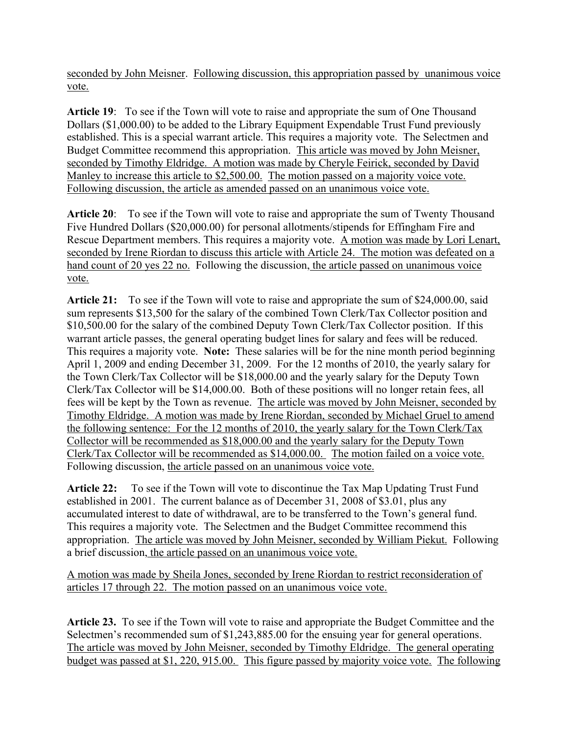seconded by John Meisner. Following discussion, this appropriation passed by unanimous voice vote.

**Article 19**: To see if the Town will vote to raise and appropriate the sum of One Thousand Dollars ($1,000.00) to be added to the Library Equipment Expendable Trust Fund previously established. This is a special warrant article. This requires a majority vote. The Selectmen and Budget Committee recommend this appropriation. This article was moved by John Meisner, seconded by Timothy Eldridge. A motion was made by Cheryle Feirick, seconded by David Manley to increase this article to $2,500.00. The motion passed on a majority voice vote. Following discussion, the article as amended passed on an unanimous voice vote.

**Article 20**: To see if the Town will vote to raise and appropriate the sum of Twenty Thousand Five Hundred Dollars ($20,000.00) for personal allotments/stipends for Effingham Fire and Rescue Department members. This requires a majority vote. A motion was made by Lori Lenart, seconded by Irene Riordan to discuss this article with Article 24. The motion was defeated on a hand count of 20 yes 22 no. Following the discussion, the article passed on unanimous voice vote.

**Article 21:** To see if the Town will vote to raise and appropriate the sum of $24,000.00, said sum represents $13,500 for the salary of the combined Town Clerk/Tax Collector position and $10,500.00 for the salary of the combined Deputy Town Clerk/Tax Collector position. If this warrant article passes, the general operating budget lines for salary and fees will be reduced. This requires a majority vote. **Note:** These salaries will be for the nine month period beginning April 1, 2009 and ending December 31, 2009. For the 12 months of 2010, the yearly salary for the Town Clerk/Tax Collector will be $18,000.00 and the yearly salary for the Deputy Town Clerk/Tax Collector will be $14,000.00. Both of these positions will no longer retain fees, all fees will be kept by the Town as revenue. The article was moved by John Meisner, seconded by Timothy Eldridge. A motion was made by Irene Riordan, seconded by Michael Gruel to amend the following sentence: For the 12 months of 2010, the yearly salary for the Town Clerk/Tax Collector will be recommended as $18,000.00 and the yearly salary for the Deputy Town Clerk/Tax Collector will be recommended as $14,000.00. The motion failed on a voice vote. Following discussion, the article passed on an unanimous voice vote.

**Article 22:** To see if the Town will vote to discontinue the Tax Map Updating Trust Fund established in 2001. The current balance as of December 31, 2008 of $3.01, plus any accumulated interest to date of withdrawal, are to be transferred to the Town's general fund. This requires a majority vote. The Selectmen and the Budget Committee recommend this appropriation. The article was moved by John Meisner, seconded by William Piekut. Following a brief discussion, the article passed on an unanimous voice vote.

A motion was made by Sheila Jones, seconded by Irene Riordan to restrict reconsideration of articles 17 through 22. The motion passed on an unanimous voice vote.

**Article 23.** To see if the Town will vote to raise and appropriate the Budget Committee and the Selectmen's recommended sum of $1,243,885.00 for the ensuing year for general operations. The article was moved by John Meisner, seconded by Timothy Eldridge. The general operating budget was passed at $1, 220, 915.00. This figure passed by majority voice vote. The following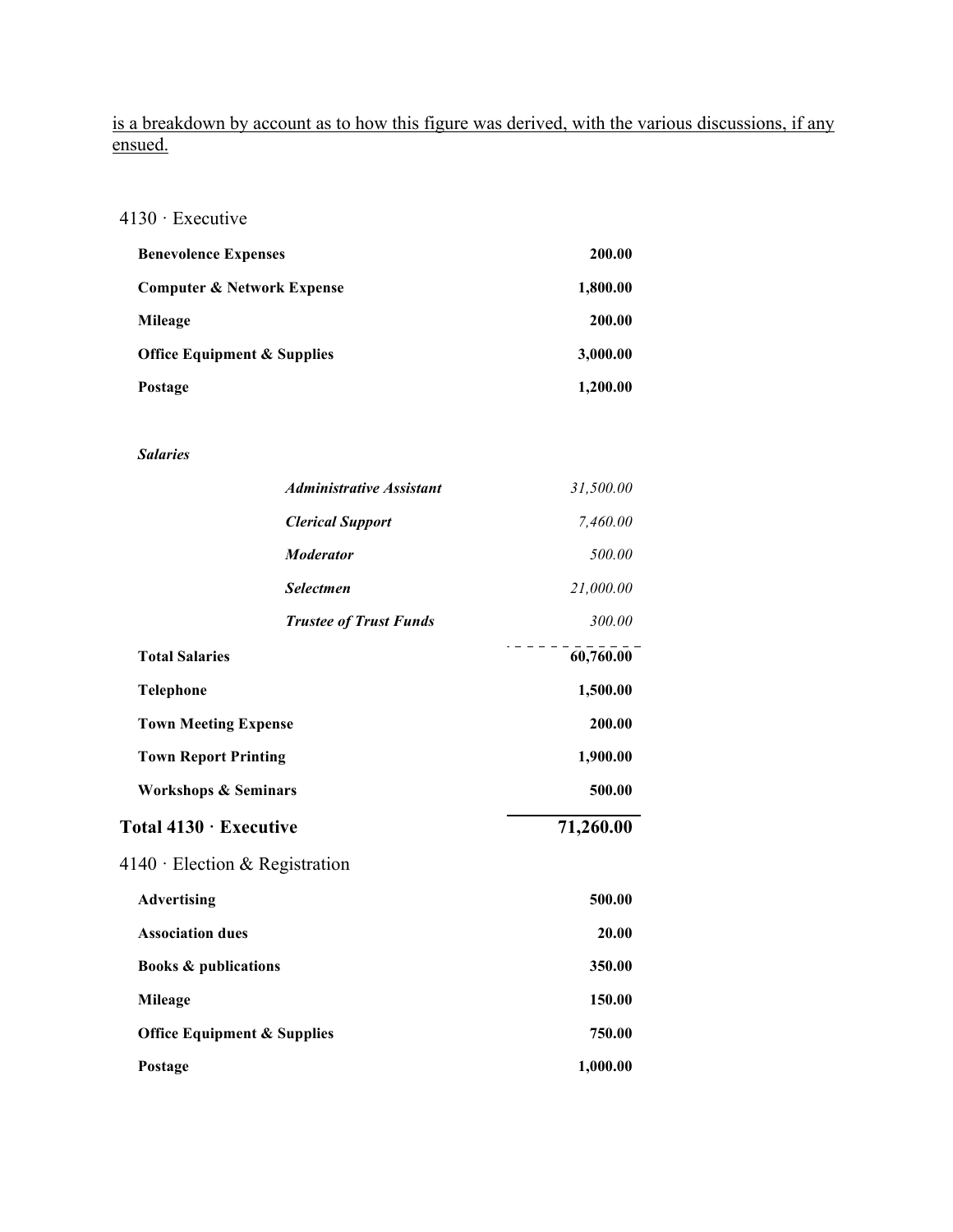<u>is a breakdown by account as to how this figure was derived, with the various discussions, if any ensued.</u>

4130 · Executive

| | | |
|---|---|---|
| **Benevolence Expenses** | | **200.00** |
| **Computer & Network Expense** | | **1,800.00** |
| **Mileage** | | **200.00** |
| **Office Equipment & Supplies** | | **3,000.00** |
| **Postage** | | **1,200.00** |
| ***Salaries*** | | |
| | ***Administrative Assistant*** | *31,500.00* |
| | ***Clerical Support*** | *7,460.00* |
| | ***Moderator*** | *500.00* |
| | ***Selectmen*** | *21,000.00* |
| | ***Trustee of Trust Funds*** | *300.00* |
| **Total Salaries** | | **60,760.00** |
| **Telephone** | | **1,500.00** |
| **Town Meeting Expense** | | **200.00** |
| **Town Report Printing** | | **1,900.00** |
| **Workshops & Seminars** | | **500.00** |
| **Total 4130 · Executive** | | **71,260.00** |

4140 · Election & Registration

| | |
|---|---|
| **Advertising** | **500.00** |
| **Association dues** | **20.00** |
| **Books & publications** | **350.00** |
| **Mileage** | **150.00** |
| **Office Equipment & Supplies** | **750.00** |
| **Postage** | **1,000.00** |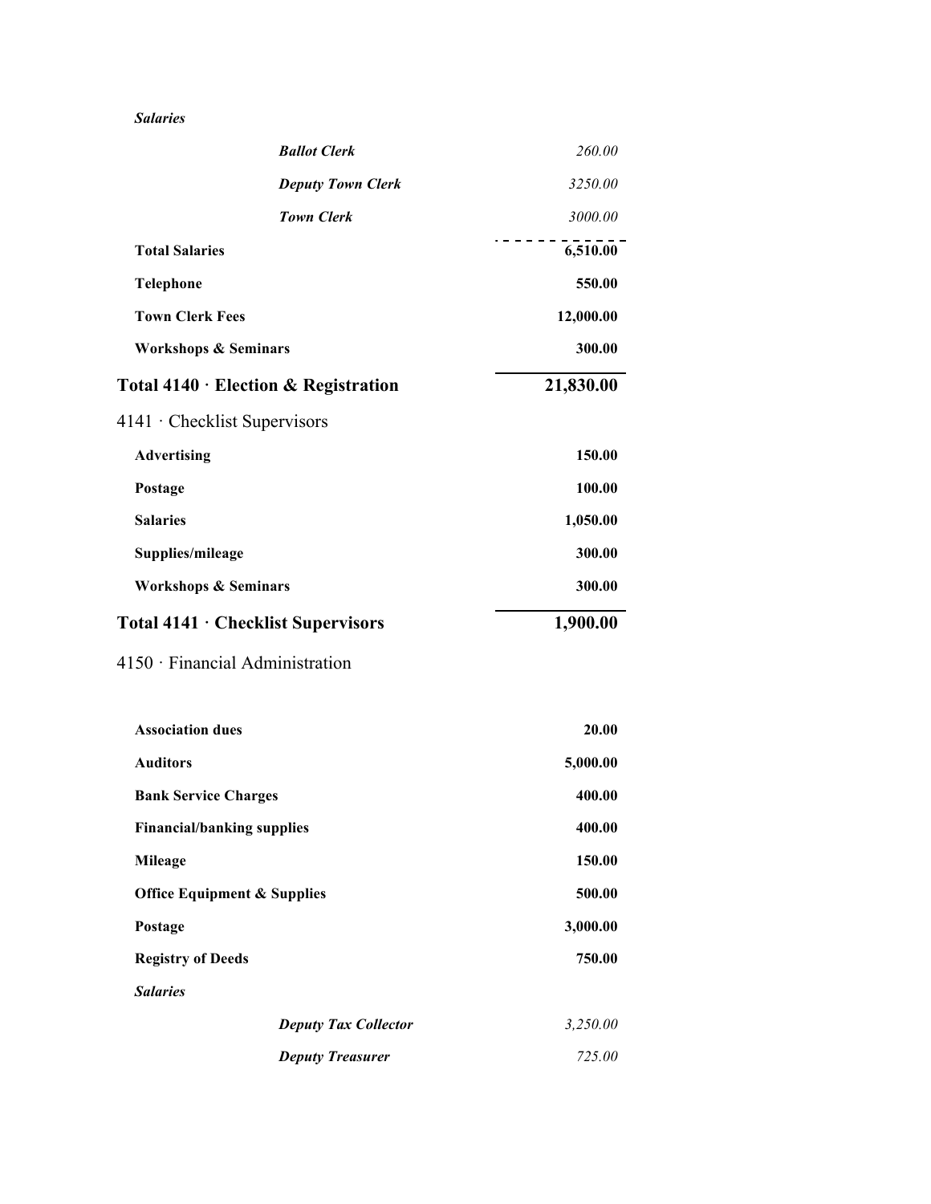| | |
|---|---|
| ***Salaries*** | |
| ***Ballot Clerk*** | *260.00* |
| ***Deputy Town Clerk*** | *3250.00* |
| ***Town Clerk*** | *3000.00* |
| **Total Salaries** | **6,510.00** |
| **Telephone** | **550.00** |
| **Town Clerk Fees** | **12,000.00** |
| **Workshops & Seminars** | **300.00** |
| **Total 4140 · Election & Registration** | **21,830.00** |
| 4141 · Checklist Supervisors | |
| **Advertising** | **150.00** |
| **Postage** | **100.00** |
| **Salaries** | **1,050.00** |
| **Supplies/mileage** | **300.00** |
| **Workshops & Seminars** | **300.00** |
| **Total 4141 · Checklist Supervisors** | **1,900.00** |
| 4150 · Financial Administration | |
| **Association dues** | **20.00** |
| **Auditors** | **5,000.00** |
| **Bank Service Charges** | **400.00** |
| **Financial/banking supplies** | **400.00** |
| **Mileage** | **150.00** |
| **Office Equipment & Supplies** | **500.00** |
| **Postage** | **3,000.00** |
| **Registry of Deeds** | **750.00** |
| ***Salaries*** | |
| ***Deputy Tax Collector*** | *3,250.00* |
| ***Deputy Treasurer*** | *725.00* |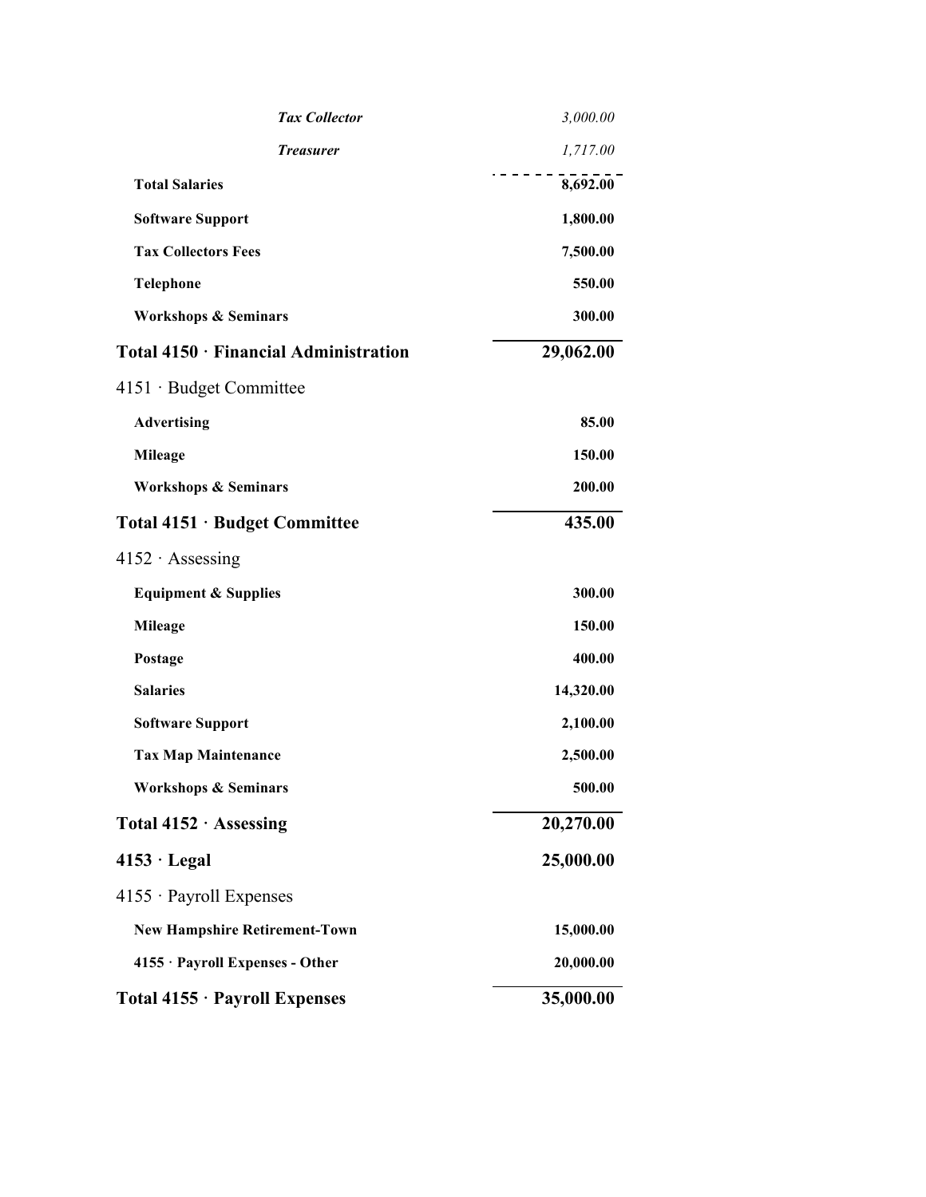| | |
|---|---|
| ***Tax Collector*** | *3,000.00* |
| ***Treasurer*** | *1,717.00* |
| **Total Salaries** | **8,692.00** |
| **Software Support** | **1,800.00** |
| **Tax Collectors Fees** | **7,500.00** |
| **Telephone** | **550.00** |
| **Workshops & Seminars** | **300.00** |
| **Total 4150 · Financial Administration** | **29,062.00** |
| 4151 · Budget Committee | |
| **Advertising** | **85.00** |
| **Mileage** | **150.00** |
| **Workshops & Seminars** | **200.00** |
| **Total 4151 · Budget Committee** | **435.00** |
| 4152 · Assessing | |
| **Equipment & Supplies** | **300.00** |
| **Mileage** | **150.00** |
| **Postage** | **400.00** |
| **Salaries** | **14,320.00** |
| **Software Support** | **2,100.00** |
| **Tax Map Maintenance** | **2,500.00** |
| **Workshops & Seminars** | **500.00** |
| **Total 4152 · Assessing** | **20,270.00** |
| **4153 · Legal** | **25,000.00** |
| 4155 · Payroll Expenses | |
| **New Hampshire Retirement-Town** | **15,000.00** |
| **4155 · Payroll Expenses - Other** | **20,000.00** |
| **Total 4155 · Payroll Expenses** | **35,000.00** |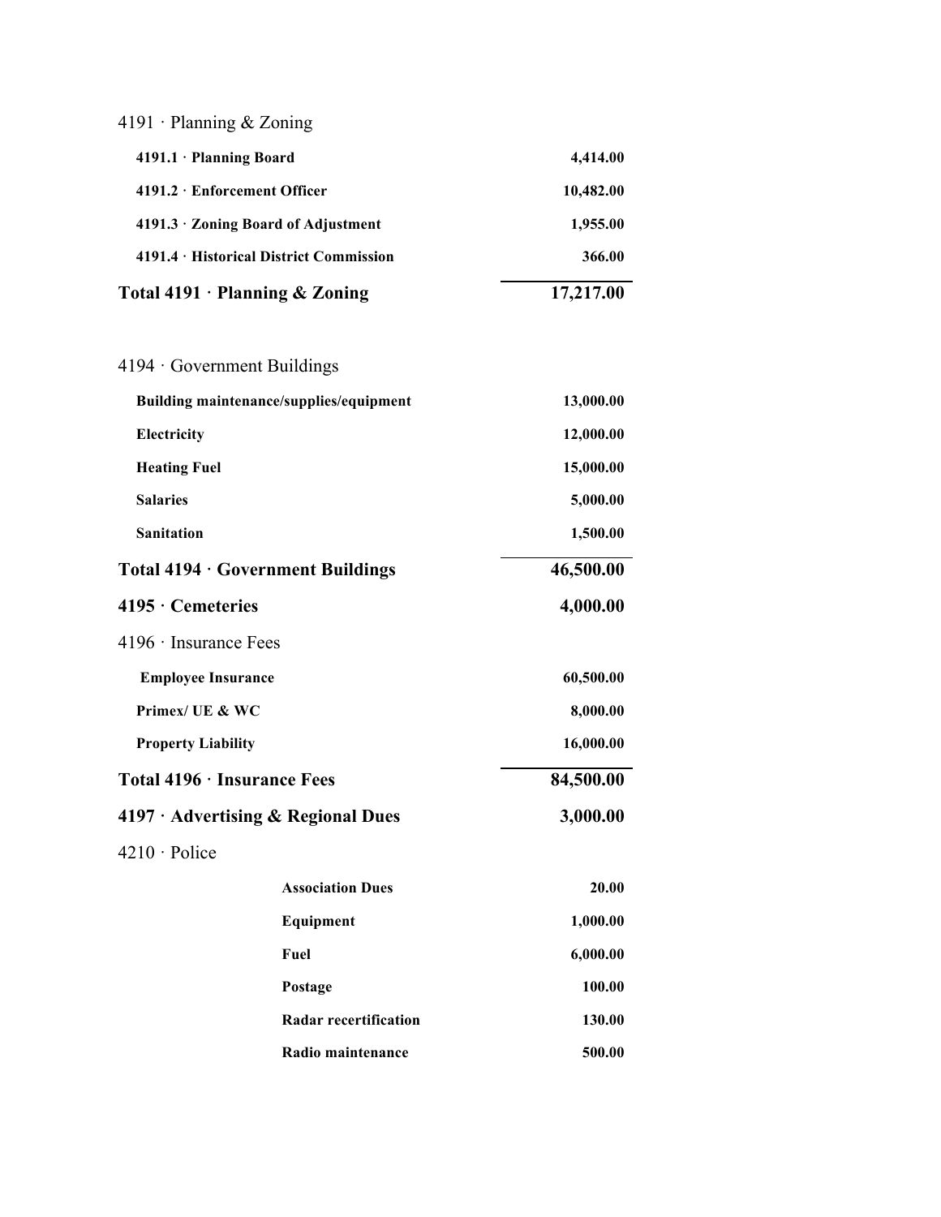4191 · Planning & Zoning

| | |
|---|---:|
| **4191.1 · Planning Board** | **4,414.00** |
| **4191.2 · Enforcement Officer** | **10,482.00** |
| **4191.3 · Zoning Board of Adjustment** | **1,955.00** |
| **4191.4 · Historical District Commission** | **366.00** |
| **Total 4191 · Planning & Zoning** | **17,217.00** |

4194 · Government Buildings

| | |
|---|---:|
| **Building maintenance/supplies/equipment** | **13,000.00** |
| **Electricity** | **12,000.00** |
| **Heating Fuel** | **15,000.00** |
| **Salaries** | **5,000.00** |
| **Sanitation** | **1,500.00** |
| **Total 4194 · Government Buildings** | **46,500.00** |
| **4195 · Cemeteries** | **4,000.00** |

4196 · Insurance Fees

| | |
|---|---:|
| **Employee Insurance** | **60,500.00** |
| **Primex/ UE & WC** | **8,000.00** |
| **Property Liability** | **16,000.00** |
| **Total 4196 · Insurance Fees** | **84,500.00** |
| **4197 · Advertising & Regional Dues** | **3,000.00** |

4210 · Police

| | |
|---|---:|
| **Association Dues** | **20.00** |
| **Equipment** | **1,000.00** |
| **Fuel** | **6,000.00** |
| **Postage** | **100.00** |
| **Radar recertification** | **130.00** |
| **Radio maintenance** | **500.00** |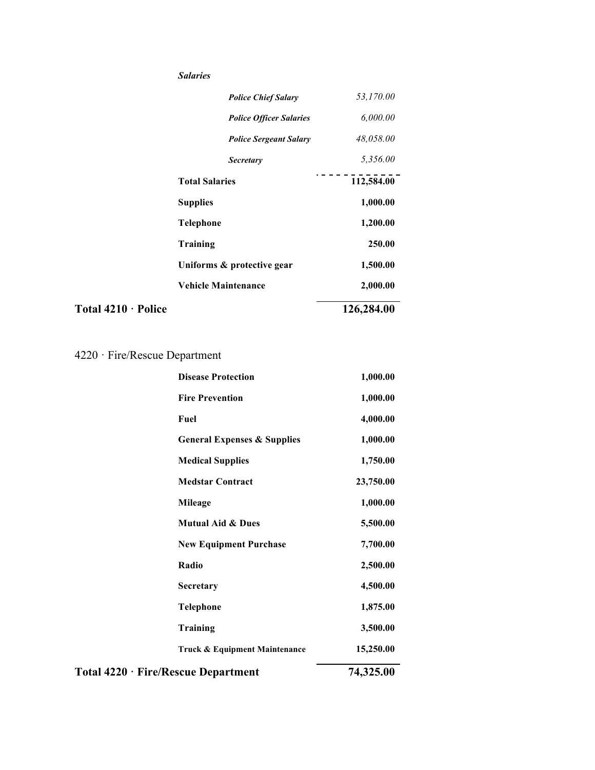| | | |
|---|---|---|
| | ***Salaries*** | |
| | ***Police Chief Salary*** | *53,170.00* |
| | ***Police Officer Salaries*** | *6,000.00* |
| | ***Police Sergeant Salary*** | *48,058.00* |
| | ***Secretary*** | *5,356.00* |
| | **Total Salaries** | **112,584.00** |
| | **Supplies** | **1,000.00** |
| | **Telephone** | **1,200.00** |
| | **Training** | **250.00** |
| | **Uniforms & protective gear** | **1,500.00** |
| | **Vehicle Maintenance** | **2,000.00** |
| **Total 4210 · Police** | | **126,284.00** |

4220 · Fire/Rescue Department

| | | |
|---|---|---|
| | **Disease Protection** | **1,000.00** |
| | **Fire Prevention** | **1,000.00** |
| | **Fuel** | **4,000.00** |
| | **General Expenses & Supplies** | **1,000.00** |
| | **Medical Supplies** | **1,750.00** |
| | **Medstar Contract** | **23,750.00** |
| | **Mileage** | **1,000.00** |
| | **Mutual Aid & Dues** | **5,500.00** |
| | **New Equipment Purchase** | **7,700.00** |
| | **Radio** | **2,500.00** |
| | **Secretary** | **4,500.00** |
| | **Telephone** | **1,875.00** |
| | **Training** | **3,500.00** |
| | **Truck & Equipment Maintenance** | **15,250.00** |
| **Total 4220 · Fire/Rescue Department** | | **74,325.00** |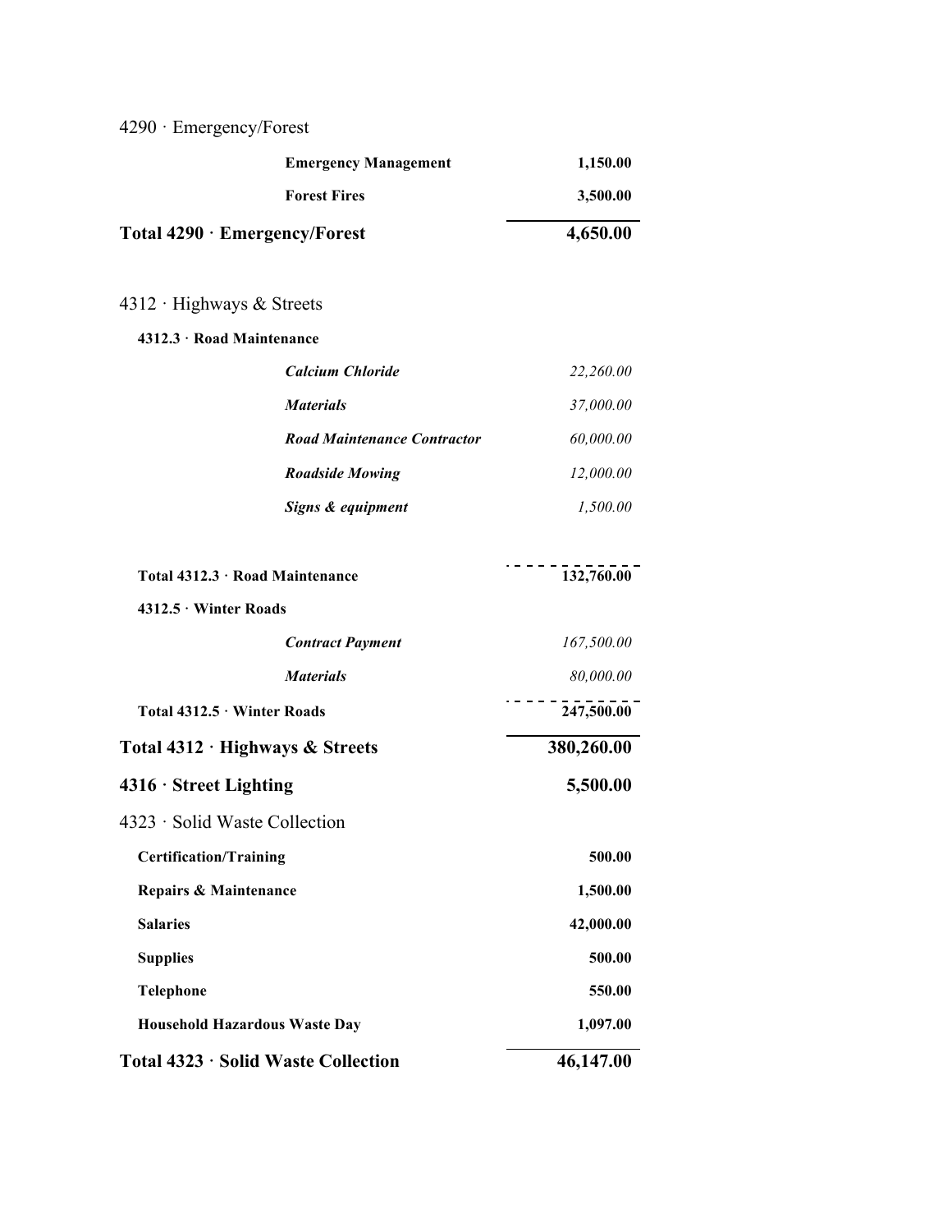4290 · Emergency/Forest

| | |
|---|---:|
| **Emergency Management** | **1,150.00** |
| **Forest Fires** | **3,500.00** |
| **Total 4290 · Emergency/Forest** | **4,650.00** |

4312 · Highways & Streets

| | |
|---|---:|
| **4312.3 · Road Maintenance** | |
| ***Calcium Chloride*** | *22,260.00* |
| ***Materials*** | *37,000.00* |
| ***Road Maintenance Contractor*** | *60,000.00* |
| ***Roadside Mowing*** | *12,000.00* |
| ***Signs & equipment*** | *1,500.00* |
| **Total 4312.3 · Road Maintenance** | **132,760.00** |
| **4312.5 · Winter Roads** | |
| ***Contract Payment*** | *167,500.00* |
| ***Materials*** | *80,000.00* |
| **Total 4312.5 · Winter Roads** | **247,500.00** |
| **Total 4312 · Highways & Streets** | **380,260.00** |
| **4316 · Street Lighting** | **5,500.00** |

4323 · Solid Waste Collection

| | |
|---|---:|
| **Certification/Training** | **500.00** |
| **Repairs & Maintenance** | **1,500.00** |
| **Salaries** | **42,000.00** |
| **Supplies** | **500.00** |
| **Telephone** | **550.00** |
| **Household Hazardous Waste Day** | **1,097.00** |
| **Total 4323 · Solid Waste Collection** | **46,147.00** |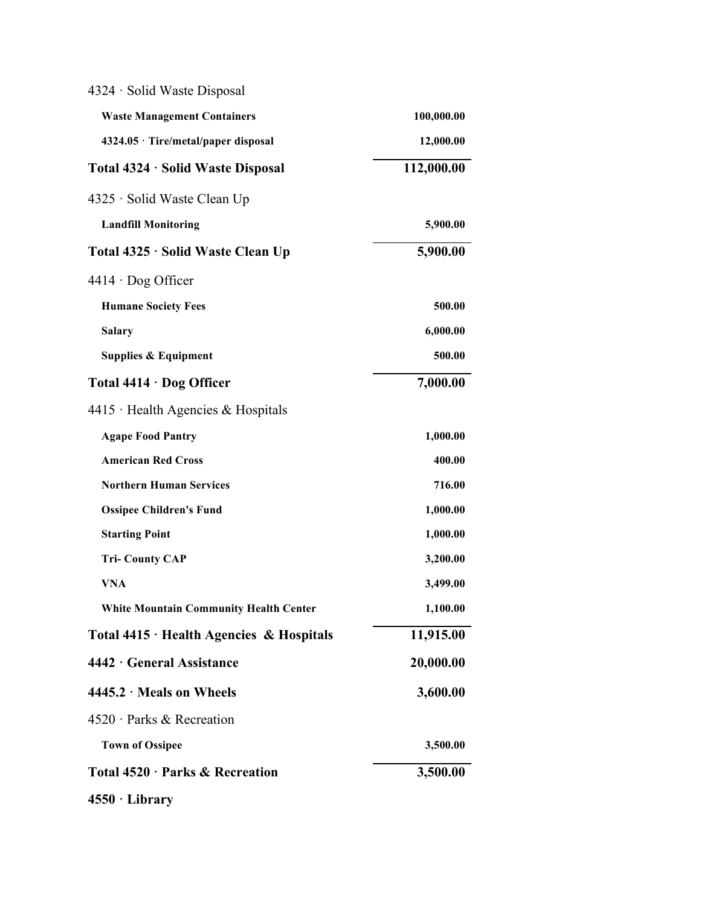| | |
|---|---|
| 4324 · Solid Waste Disposal | |
| **Waste Management Containers** | **100,000.00** |
| **4324.05 · Tire/metal/paper disposal** | **12,000.00** |
| **Total 4324 · Solid Waste Disposal** | **112,000.00** |
| 4325 · Solid Waste Clean Up | |
| **Landfill Monitoring** | **5,900.00** |
| **Total 4325 · Solid Waste Clean Up** | **5,900.00** |
| 4414 · Dog Officer | |
| **Humane Society Fees** | **500.00** |
| **Salary** | **6,000.00** |
| **Supplies & Equipment** | **500.00** |
| **Total 4414 · Dog Officer** | **7,000.00** |
| 4415 · Health Agencies & Hospitals | |
| **Agape Food Pantry** | **1,000.00** |
| **American Red Cross** | **400.00** |
| **Northern Human Services** | **716.00** |
| **Ossipee Children's Fund** | **1,000.00** |
| **Starting Point** | **1,000.00** |
| **Tri- County CAP** | **3,200.00** |
| **VNA** | **3,499.00** |
| **White Mountain Community Health Center** | **1,100.00** |
| **Total 4415 · Health Agencies & Hospitals** | **11,915.00** |
| **4442 · General Assistance** | **20,000.00** |
| **4445.2 · Meals on Wheels** | **3,600.00** |
| 4520 · Parks & Recreation | |
| **Town of Ossipee** | **3,500.00** |
| **Total 4520 · Parks & Recreation** | **3,500.00** |
| **4550 · Library** | |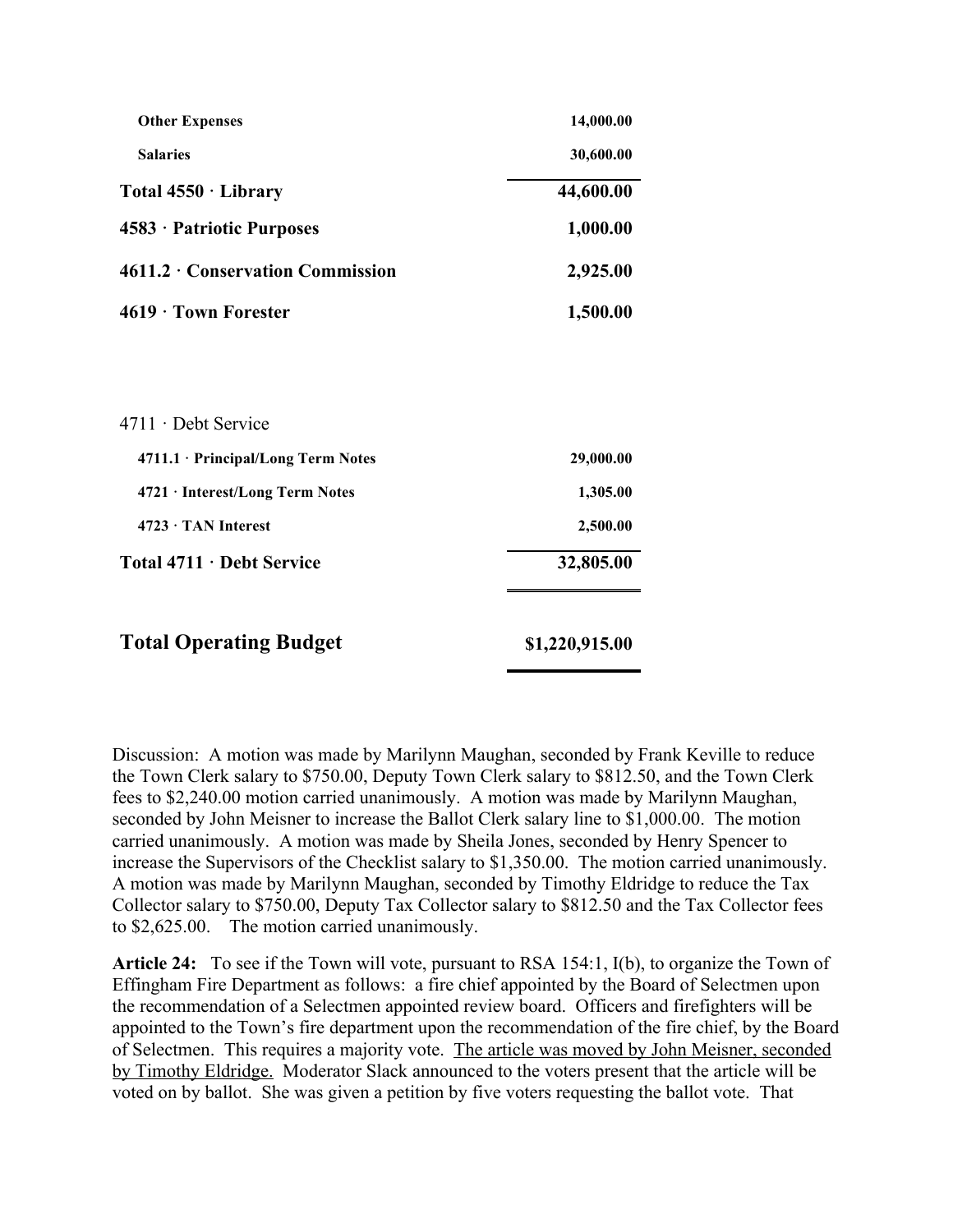| | |
|---|---|
| **Other Expenses** | **14,000.00** |
| **Salaries** | **30,600.00** |
| **Total 4550 · Library** | **44,600.00** |
| **4583 · Patriotic Purposes** | **1,000.00** |
| **4611.2 · Conservation Commission** | **2,925.00** |
| **4619 · Town Forester** | **1,500.00** |

| | |
|---|---|
| 4711 · Debt Service | |
| **4711.1 · Principal/Long Term Notes** | **29,000.00** |
| **4721 · Interest/Long Term Notes** | **1,305.00** |
| **4723 · TAN Interest** | **2,500.00** |
| **Total 4711 · Debt Service** | **32,805.00** |
| **Total Operating Budget** | **$1,220,915.00** |

Discussion: A motion was made by Marilynn Maughan, seconded by Frank Keville to reduce the Town Clerk salary to $750.00, Deputy Town Clerk salary to $812.50, and the Town Clerk fees to $2,240.00 motion carried unanimously. A motion was made by Marilynn Maughan, seconded by John Meisner to increase the Ballot Clerk salary line to $1,000.00. The motion carried unanimously. A motion was made by Sheila Jones, seconded by Henry Spencer to increase the Supervisors of the Checklist salary to $1,350.00. The motion carried unanimously. A motion was made by Marilynn Maughan, seconded by Timothy Eldridge to reduce the Tax Collector salary to $750.00, Deputy Tax Collector salary to $812.50 and the Tax Collector fees to $2,625.00. The motion carried unanimously.

**Article 24:** To see if the Town will vote, pursuant to RSA 154:1, I(b), to organize the Town of Effingham Fire Department as follows: a fire chief appointed by the Board of Selectmen upon the recommendation of a Selectmen appointed review board. Officers and firefighters will be appointed to the Town's fire department upon the recommendation of the fire chief, by the Board of Selectmen. This requires a majority vote. The article was moved by John Meisner, seconded by Timothy Eldridge. Moderator Slack announced to the voters present that the article will be voted on by ballot. She was given a petition by five voters requesting the ballot vote. That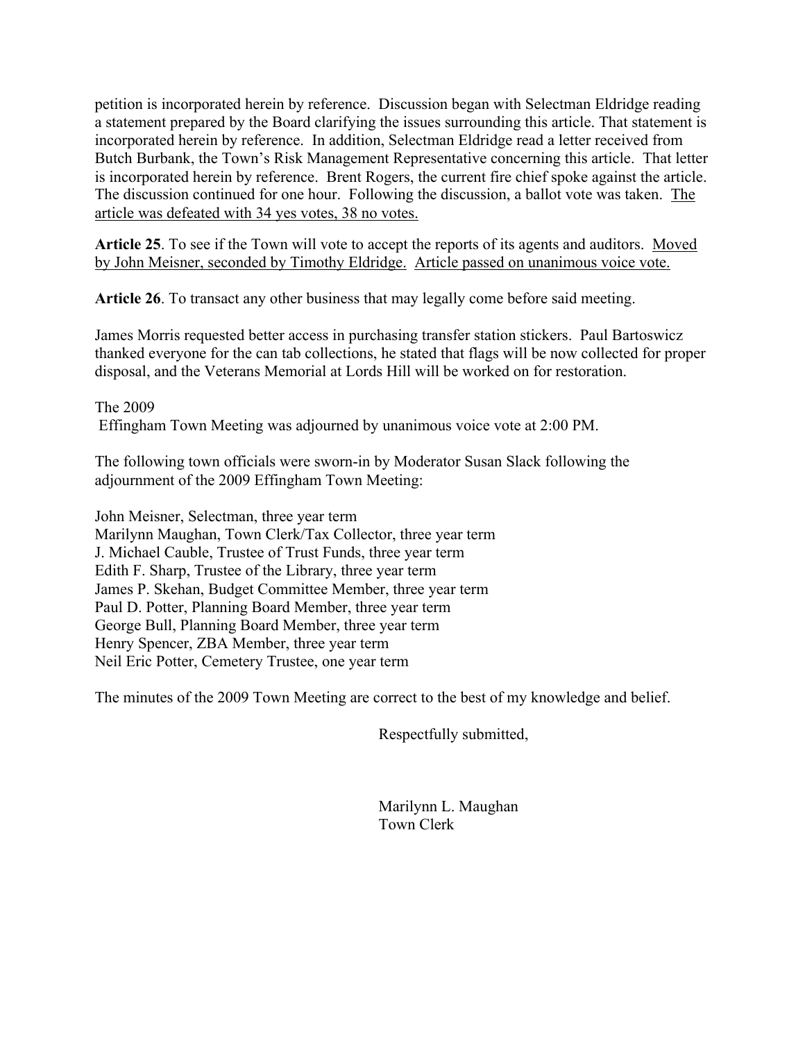petition is incorporated herein by reference. Discussion began with Selectman Eldridge reading a statement prepared by the Board clarifying the issues surrounding this article. That statement is incorporated herein by reference. In addition, Selectman Eldridge read a letter received from Butch Burbank, the Town's Risk Management Representative concerning this article. That letter is incorporated herein by reference. Brent Rogers, the current fire chief spoke against the article. The discussion continued for one hour. Following the discussion, a ballot vote was taken. <u>The article was defeated with 34 yes votes, 38 no votes.</u>

**Article 25**. To see if the Town will vote to accept the reports of its agents and auditors. <u>Moved by John Meisner, seconded by Timothy Eldridge.</u> <u>Article passed on unanimous voice vote.</u>

**Article 26**. To transact any other business that may legally come before said meeting.

James Morris requested better access in purchasing transfer station stickers. Paul Bartoswicz thanked everyone for the can tab collections, he stated that flags will be now collected for proper disposal, and the Veterans Memorial at Lords Hill will be worked on for restoration.

The 2009
Effingham Town Meeting was adjourned by unanimous voice vote at 2:00 PM.

The following town officials were sworn-in by Moderator Susan Slack following the adjournment of the 2009 Effingham Town Meeting:

John Meisner, Selectman, three year term
Marilynn Maughan, Town Clerk/Tax Collector, three year term
J. Michael Cauble, Trustee of Trust Funds, three year term
Edith F. Sharp, Trustee of the Library, three year term
James P. Skehan, Budget Committee Member, three year term
Paul D. Potter, Planning Board Member, three year term
George Bull, Planning Board Member, three year term
Henry Spencer, ZBA Member, three year term
Neil Eric Potter, Cemetery Trustee, one year term

The minutes of the 2009 Town Meeting are correct to the best of my knowledge and belief.

Respectfully submitted,

Marilynn L. Maughan
Town Clerk